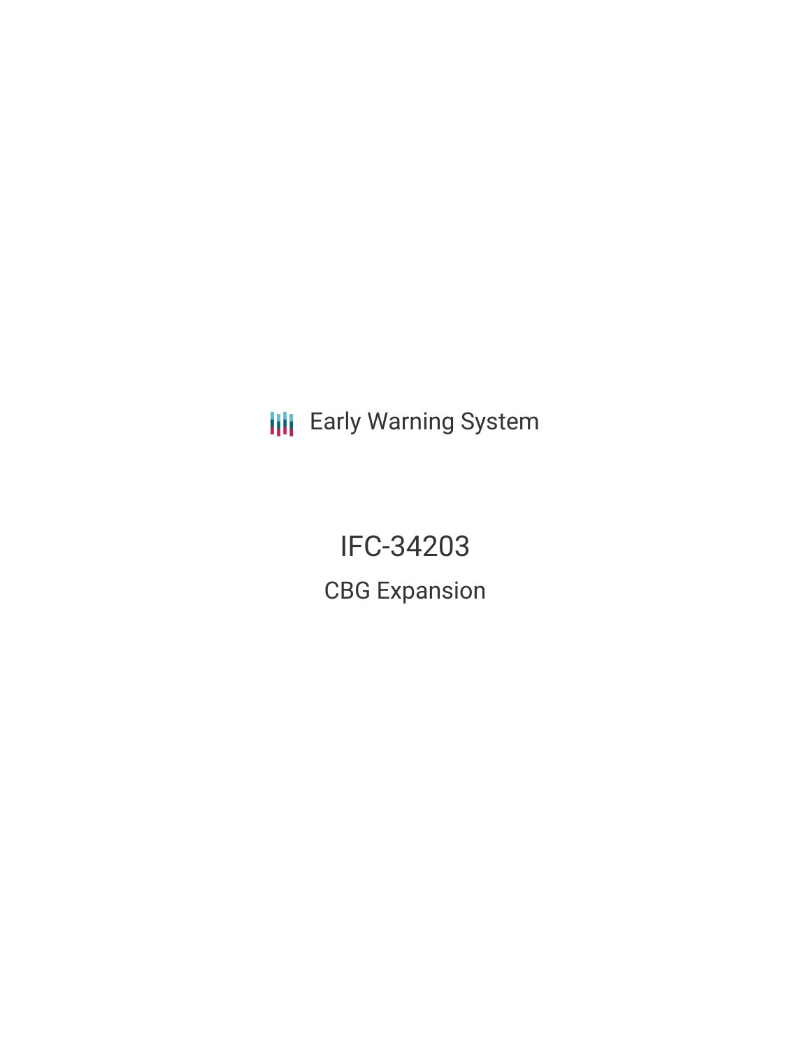Early Warning System

# IFC-34203

## CBG Expansion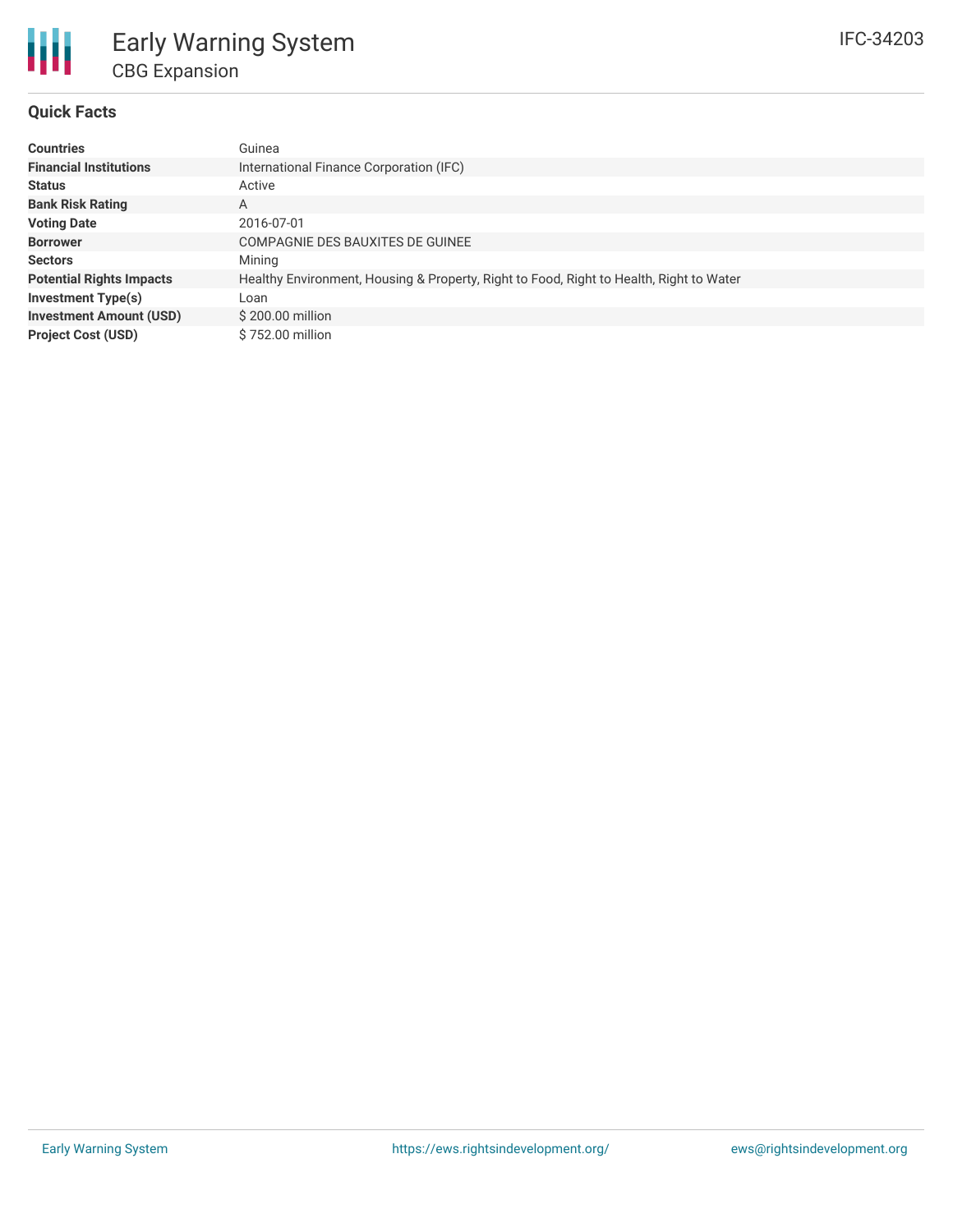# Early Warning System

## CBG Expansion

IFC-34203

### Quick Facts

| | |
|---|---|
| **Countries** | Guinea |
| **Financial Institutions** | International Finance Corporation (IFC) |
| **Status** | Active |
| **Bank Risk Rating** | A |
| **Voting Date** | 2016-07-01 |
| **Borrower** | COMPAGNIE DES BAUXITES DE GUINEE |
| **Sectors** | Mining |
| **Potential Rights Impacts** | Healthy Environment, Housing & Property, Right to Food, Right to Health, Right to Water |
| **Investment Type(s)** | Loan |
| **Investment Amount (USD)** | $ 200.00 million |
| **Project Cost (USD)** | $ 752.00 million |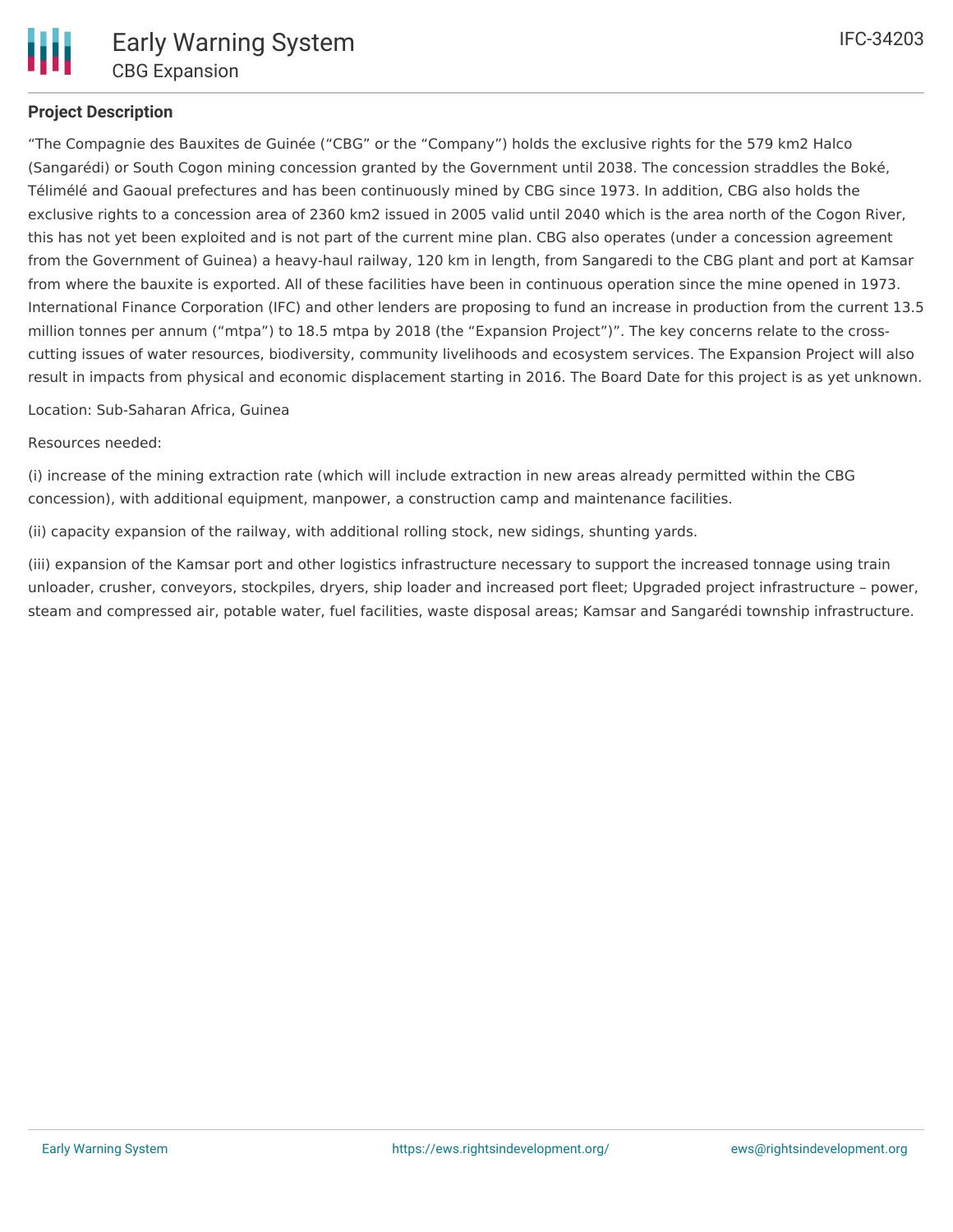## Project Description

"The Compagnie des Bauxites de Guinée ("CBG" or the "Company") holds the exclusive rights for the 579 km2 Halco (Sangarédi) or South Cogon mining concession granted by the Government until 2038. The concession straddles the Boké, Télimélé and Gaoual prefectures and has been continuously mined by CBG since 1973. In addition, CBG also holds the exclusive rights to a concession area of 2360 km2 issued in 2005 valid until 2040 which is the area north of the Cogon River, this has not yet been exploited and is not part of the current mine plan. CBG also operates (under a concession agreement from the Government of Guinea) a heavy-haul railway, 120 km in length, from Sangaredi to the CBG plant and port at Kamsar from where the bauxite is exported. All of these facilities have been in continuous operation since the mine opened in 1973. International Finance Corporation (IFC) and other lenders are proposing to fund an increase in production from the current 13.5 million tonnes per annum ("mtpa") to 18.5 mtpa by 2018 (the "Expansion Project")". The key concerns relate to the cross-cutting issues of water resources, biodiversity, community livelihoods and ecosystem services. The Expansion Project will also result in impacts from physical and economic displacement starting in 2016. The Board Date for this project is as yet unknown.

Location: Sub-Saharan Africa, Guinea

Resources needed:

(i) increase of the mining extraction rate (which will include extraction in new areas already permitted within the CBG concession), with additional equipment, manpower, a construction camp and maintenance facilities.

(ii) capacity expansion of the railway, with additional rolling stock, new sidings, shunting yards.

(iii) expansion of the Kamsar port and other logistics infrastructure necessary to support the increased tonnage using train unloader, crusher, conveyors, stockpiles, dryers, ship loader and increased port fleet; Upgraded project infrastructure – power, steam and compressed air, potable water, fuel facilities, waste disposal areas; Kamsar and Sangarédi township infrastructure.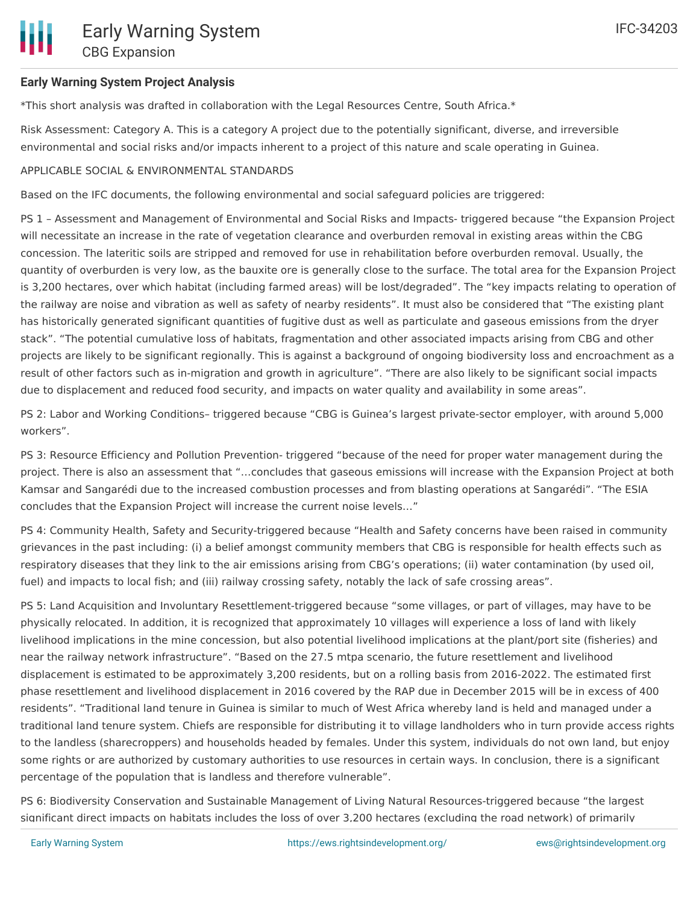**Early Warning System Project Analysis**

*This short analysis was drafted in collaboration with the Legal Resources Centre, South Africa.*

Risk Assessment: Category A. This is a category A project due to the potentially significant, diverse, and irreversible environmental and social risks and/or impacts inherent to a project of this nature and scale operating in Guinea.

APPLICABLE SOCIAL & ENVIRONMENTAL STANDARDS

Based on the IFC documents, the following environmental and social safeguard policies are triggered:

PS 1 – Assessment and Management of Environmental and Social Risks and Impacts- triggered because “the Expansion Project will necessitate an increase in the rate of vegetation clearance and overburden removal in existing areas within the CBG concession. The lateritic soils are stripped and removed for use in rehabilitation before overburden removal. Usually, the quantity of overburden is very low, as the bauxite ore is generally close to the surface. The total area for the Expansion Project is 3,200 hectares, over which habitat (including farmed areas) will be lost/degraded”. The “key impacts relating to operation of the railway are noise and vibration as well as safety of nearby residents”. It must also be considered that “The existing plant has historically generated significant quantities of fugitive dust as well as particulate and gaseous emissions from the dryer stack”. “The potential cumulative loss of habitats, fragmentation and other associated impacts arising from CBG and other projects are likely to be significant regionally. This is against a background of ongoing biodiversity loss and encroachment as a result of other factors such as in-migration and growth in agriculture”. “There are also likely to be significant social impacts due to displacement and reduced food security, and impacts on water quality and availability in some areas”.

PS 2: Labor and Working Conditions– triggered because “CBG is Guinea’s largest private-sector employer, with around 5,000 workers”.

PS 3: Resource Efficiency and Pollution Prevention- triggered “because of the need for proper water management during the project. There is also an assessment that “…concludes that gaseous emissions will increase with the Expansion Project at both Kamsar and Sangarédi due to the increased combustion processes and from blasting operations at Sangarédi”. “The ESIA concludes that the Expansion Project will increase the current noise levels…”

PS 4: Community Health, Safety and Security-triggered because “Health and Safety concerns have been raised in community grievances in the past including: (i) a belief amongst community members that CBG is responsible for health effects such as respiratory diseases that they link to the air emissions arising from CBG’s operations; (ii) water contamination (by used oil, fuel) and impacts to local fish; and (iii) railway crossing safety, notably the lack of safe crossing areas”.

PS 5: Land Acquisition and Involuntary Resettlement-triggered because “some villages, or part of villages, may have to be physically relocated. In addition, it is recognized that approximately 10 villages will experience a loss of land with likely livelihood implications in the mine concession, but also potential livelihood implications at the plant/port site (fisheries) and near the railway network infrastructure”. “Based on the 27.5 mtpa scenario, the future resettlement and livelihood displacement is estimated to be approximately 3,200 residents, but on a rolling basis from 2016-2022. The estimated first phase resettlement and livelihood displacement in 2016 covered by the RAP due in December 2015 will be in excess of 400 residents”. “Traditional land tenure in Guinea is similar to much of West Africa whereby land is held and managed under a traditional land tenure system. Chiefs are responsible for distributing it to village landholders who in turn provide access rights to the landless (sharecroppers) and households headed by females. Under this system, individuals do not own land, but enjoy some rights or are authorized by customary authorities to use resources in certain ways. In conclusion, there is a significant percentage of the population that is landless and therefore vulnerable”.

PS 6: Biodiversity Conservation and Sustainable Management of Living Natural Resources-triggered because “the largest significant direct impacts on habitats includes the loss of over 3,200 hectares (excluding the road network) of primarily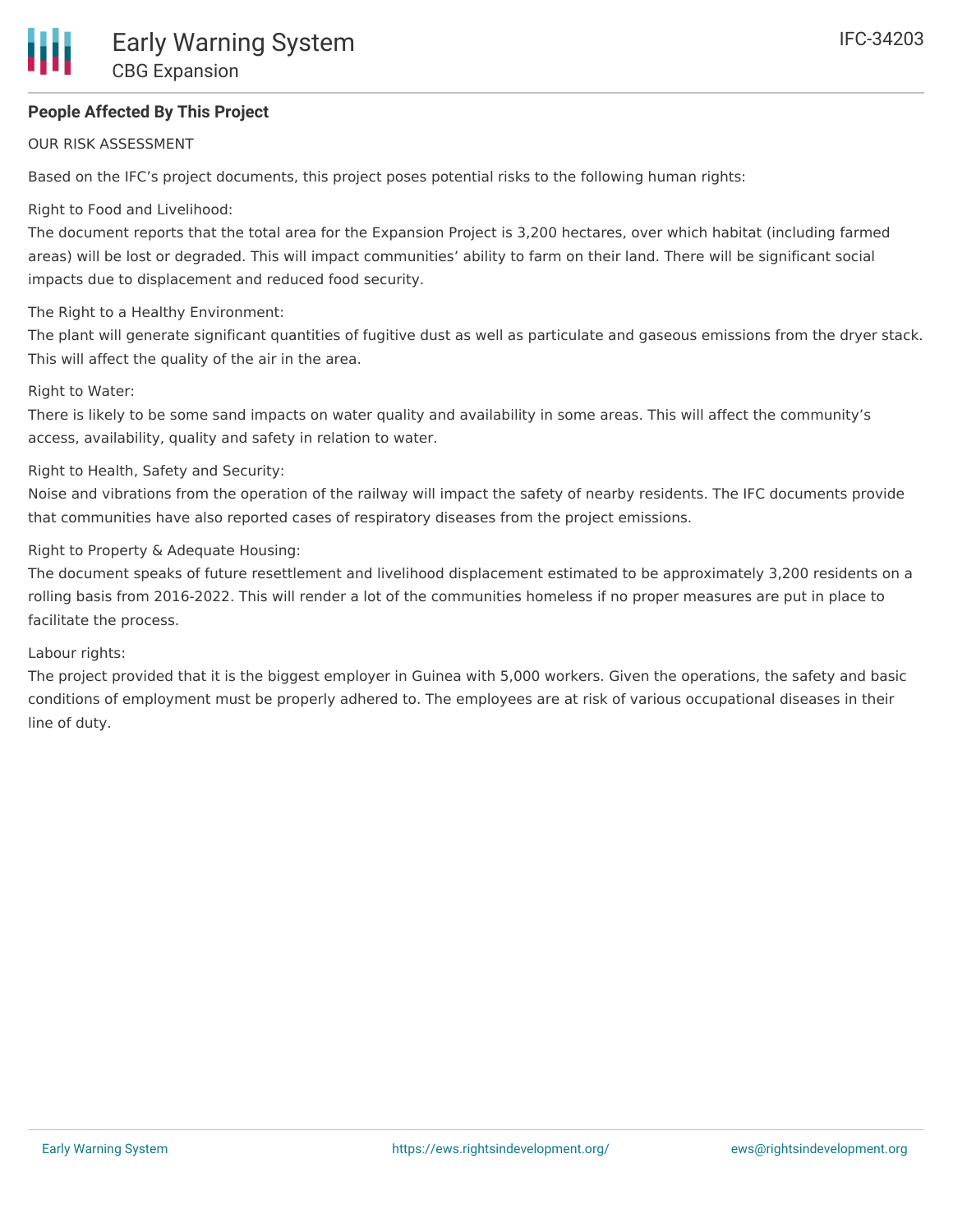## People Affected By This Project

OUR RISK ASSESSMENT

Based on the IFC's project documents, this project poses potential risks to the following human rights:

Right to Food and Livelihood:
The document reports that the total area for the Expansion Project is 3,200 hectares, over which habitat (including farmed areas) will be lost or degraded. This will impact communities' ability to farm on their land. There will be significant social impacts due to displacement and reduced food security.

The Right to a Healthy Environment:
The plant will generate significant quantities of fugitive dust as well as particulate and gaseous emissions from the dryer stack. This will affect the quality of the air in the area.

Right to Water:
There is likely to be some sand impacts on water quality and availability in some areas. This will affect the community's access, availability, quality and safety in relation to water.

Right to Health, Safety and Security:
Noise and vibrations from the operation of the railway will impact the safety of nearby residents. The IFC documents provide that communities have also reported cases of respiratory diseases from the project emissions.

Right to Property & Adequate Housing:
The document speaks of future resettlement and livelihood displacement estimated to be approximately 3,200 residents on a rolling basis from 2016-2022. This will render a lot of the communities homeless if no proper measures are put in place to facilitate the process.

Labour rights:
The project provided that it is the biggest employer in Guinea with 5,000 workers. Given the operations, the safety and basic conditions of employment must be properly adhered to. The employees are at risk of various occupational diseases in their line of duty.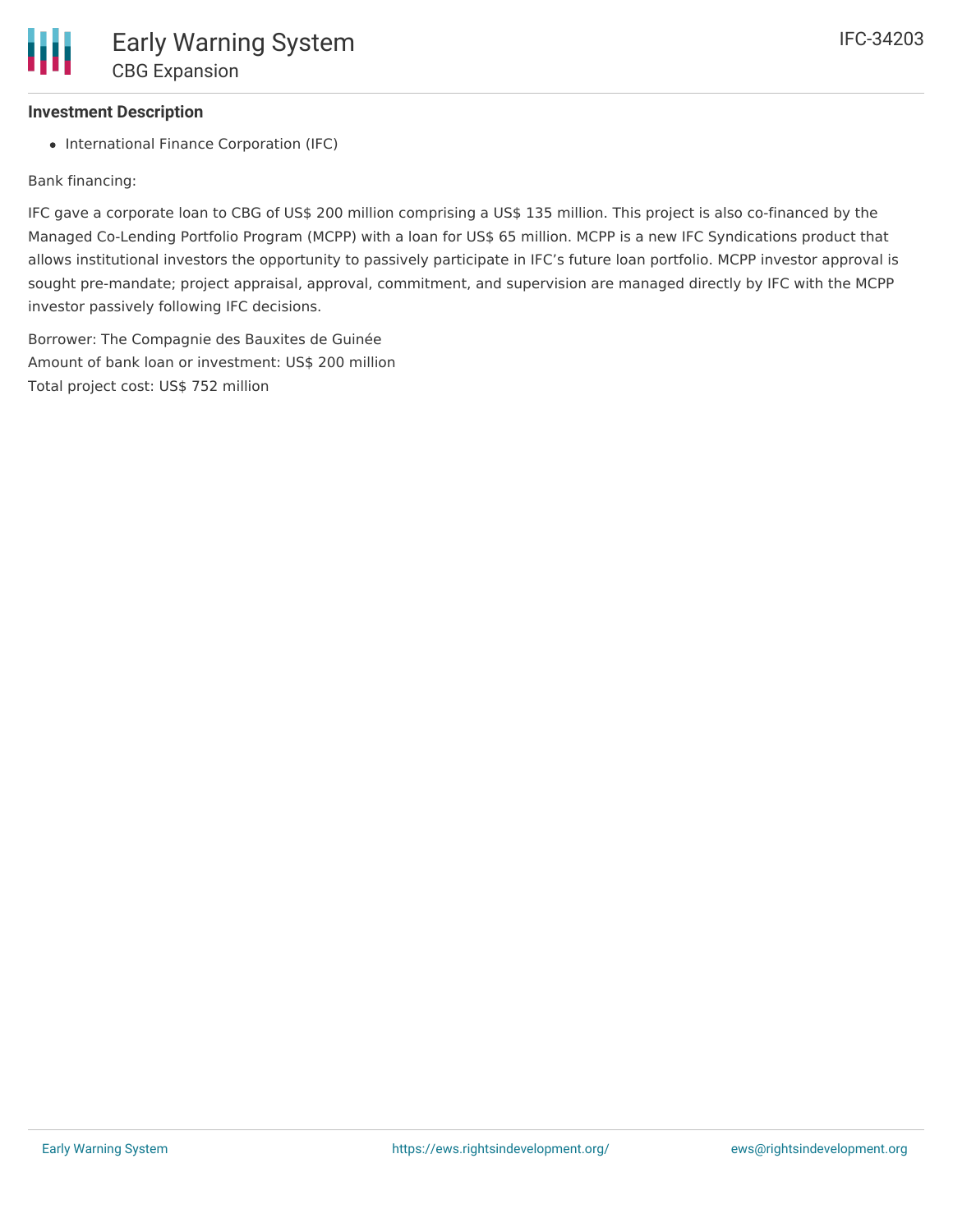### Investment Description

- International Finance Corporation (IFC)

Bank financing:

IFC gave a corporate loan to CBG of US$ 200 million comprising a US$ 135 million. This project is also co-financed by the Managed Co-Lending Portfolio Program (MCPP) with a loan for US$ 65 million. MCPP is a new IFC Syndications product that allows institutional investors the opportunity to passively participate in IFC's future loan portfolio. MCPP investor approval is sought pre-mandate; project appraisal, approval, commitment, and supervision are managed directly by IFC with the MCPP investor passively following IFC decisions.

Borrower: The Compagnie des Bauxites de Guinée
Amount of bank loan or investment: US$ 200 million
Total project cost: US$ 752 million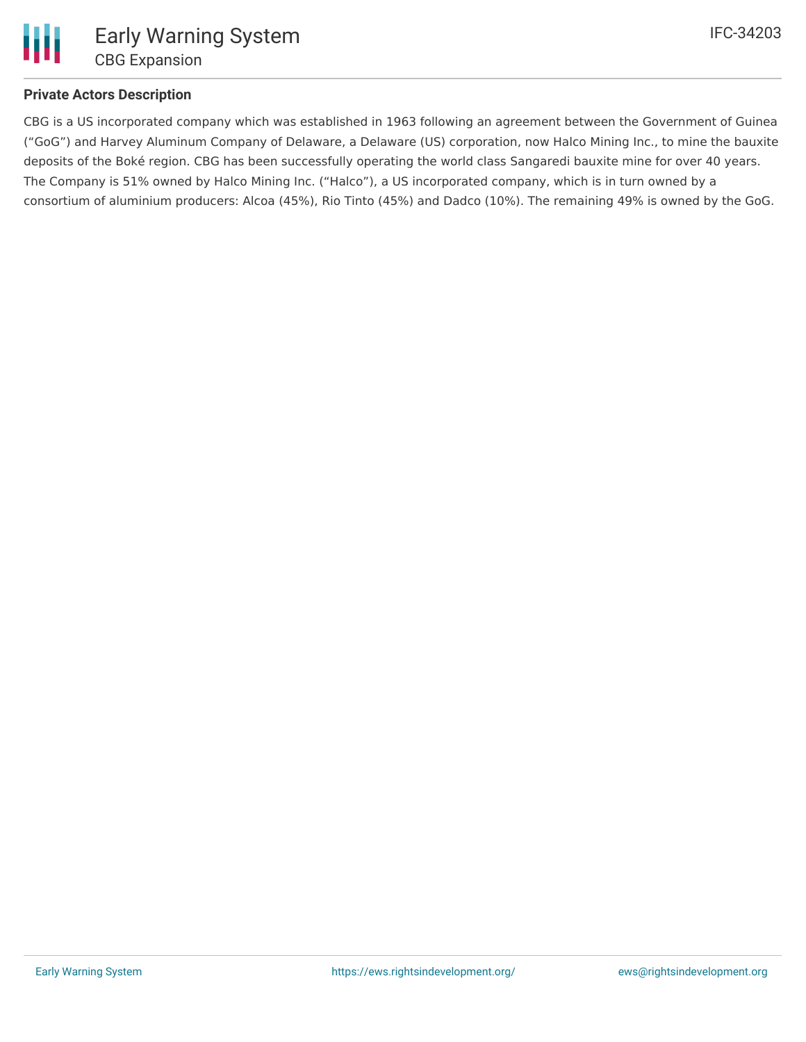## Private Actors Description

CBG is a US incorporated company which was established in 1963 following an agreement between the Government of Guinea ("GoG") and Harvey Aluminum Company of Delaware, a Delaware (US) corporation, now Halco Mining Inc., to mine the bauxite deposits of the Boké region. CBG has been successfully operating the world class Sangaredi bauxite mine for over 40 years. The Company is 51% owned by Halco Mining Inc. ("Halco"), a US incorporated company, which is in turn owned by a consortium of aluminium producers: Alcoa (45%), Rio Tinto (45%) and Dadco (10%). The remaining 49% is owned by the GoG.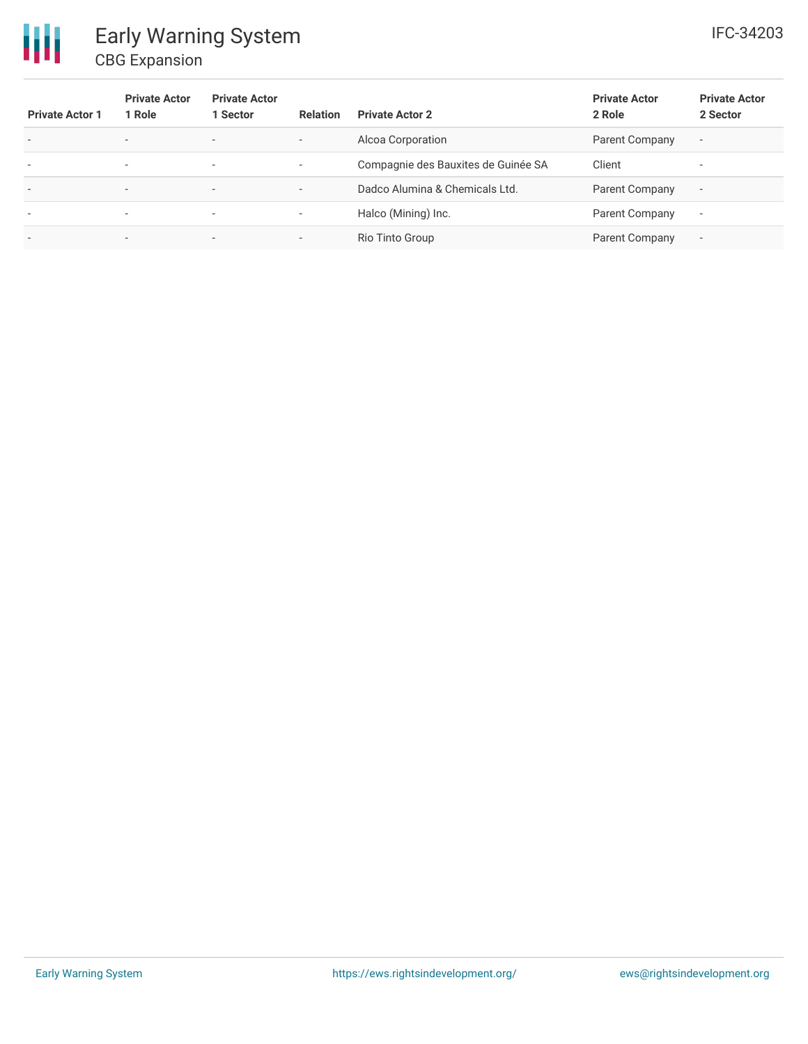| Private Actor 1 | Private Actor 1 Role | Private Actor 1 Sector | Relation | Private Actor 2 | Private Actor 2 Role | Private Actor 2 Sector |
| --- | --- | --- | --- | --- | --- | --- |
| - | - | - | - | Alcoa Corporation | Parent Company | - |
| - | - | - | - | Compagnie des Bauxites de Guinée SA | Client | - |
| - | - | - | - | Dadco Alumina & Chemicals Ltd. | Parent Company | - |
| - | - | - | - | Halco (Mining) Inc. | Parent Company | - |
| - | - | - | - | Rio Tinto Group | Parent Company | - |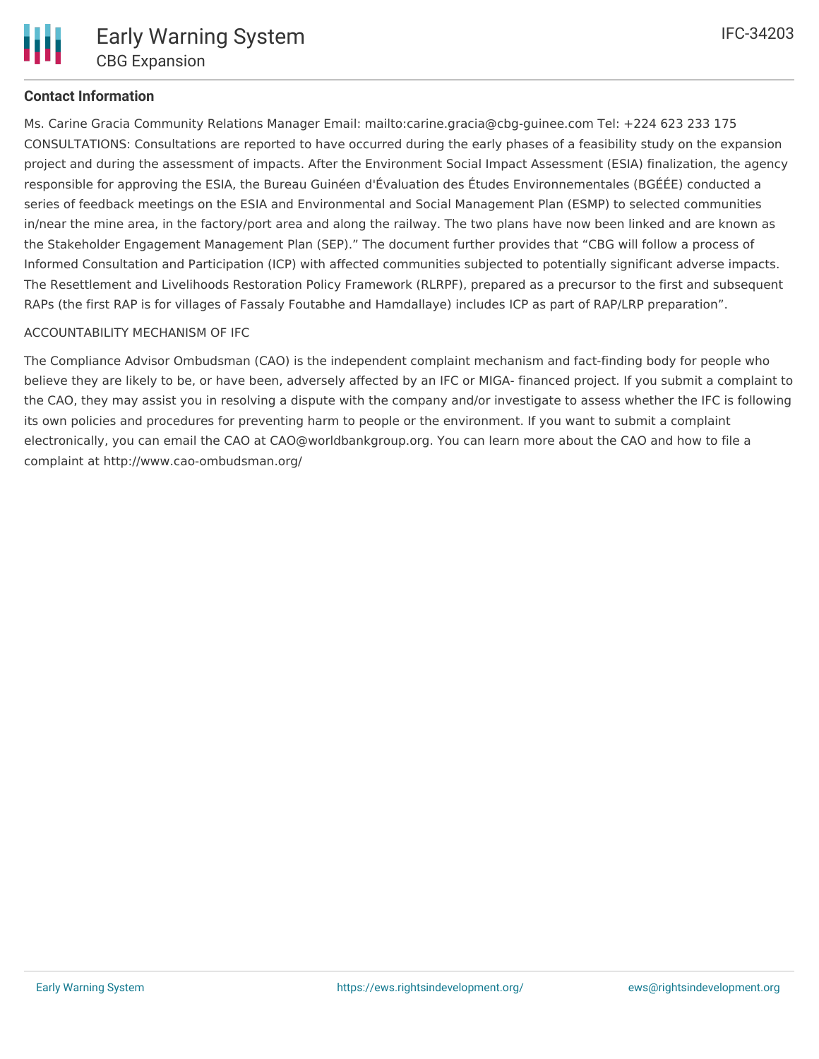**Contact Information**

Ms. Carine Gracia Community Relations Manager Email: mailto:carine.gracia@cbg-guinee.com Tel: +224 623 233 175 CONSULTATIONS: Consultations are reported to have occurred during the early phases of a feasibility study on the expansion project and during the assessment of impacts. After the Environment Social Impact Assessment (ESIA) finalization, the agency responsible for approving the ESIA, the Bureau Guinéen d'Évaluation des Études Environnementales (BGÉÉE) conducted a series of feedback meetings on the ESIA and Environmental and Social Management Plan (ESMP) to selected communities in/near the mine area, in the factory/port area and along the railway. The two plans have now been linked and are known as the Stakeholder Engagement Management Plan (SEP)." The document further provides that "CBG will follow a process of Informed Consultation and Participation (ICP) with affected communities subjected to potentially significant adverse impacts. The Resettlement and Livelihoods Restoration Policy Framework (RLRPF), prepared as a precursor to the first and subsequent RAPs (the first RAP is for villages of Fassaly Foutabhe and Hamdallaye) includes ICP as part of RAP/LRP preparation".

ACCOUNTABILITY MECHANISM OF IFC

The Compliance Advisor Ombudsman (CAO) is the independent complaint mechanism and fact-finding body for people who believe they are likely to be, or have been, adversely affected by an IFC or MIGA- financed project. If you submit a complaint to the CAO, they may assist you in resolving a dispute with the company and/or investigate to assess whether the IFC is following its own policies and procedures for preventing harm to people or the environment. If you want to submit a complaint electronically, you can email the CAO at CAO@worldbankgroup.org. You can learn more about the CAO and how to file a complaint at http://www.cao-ombudsman.org/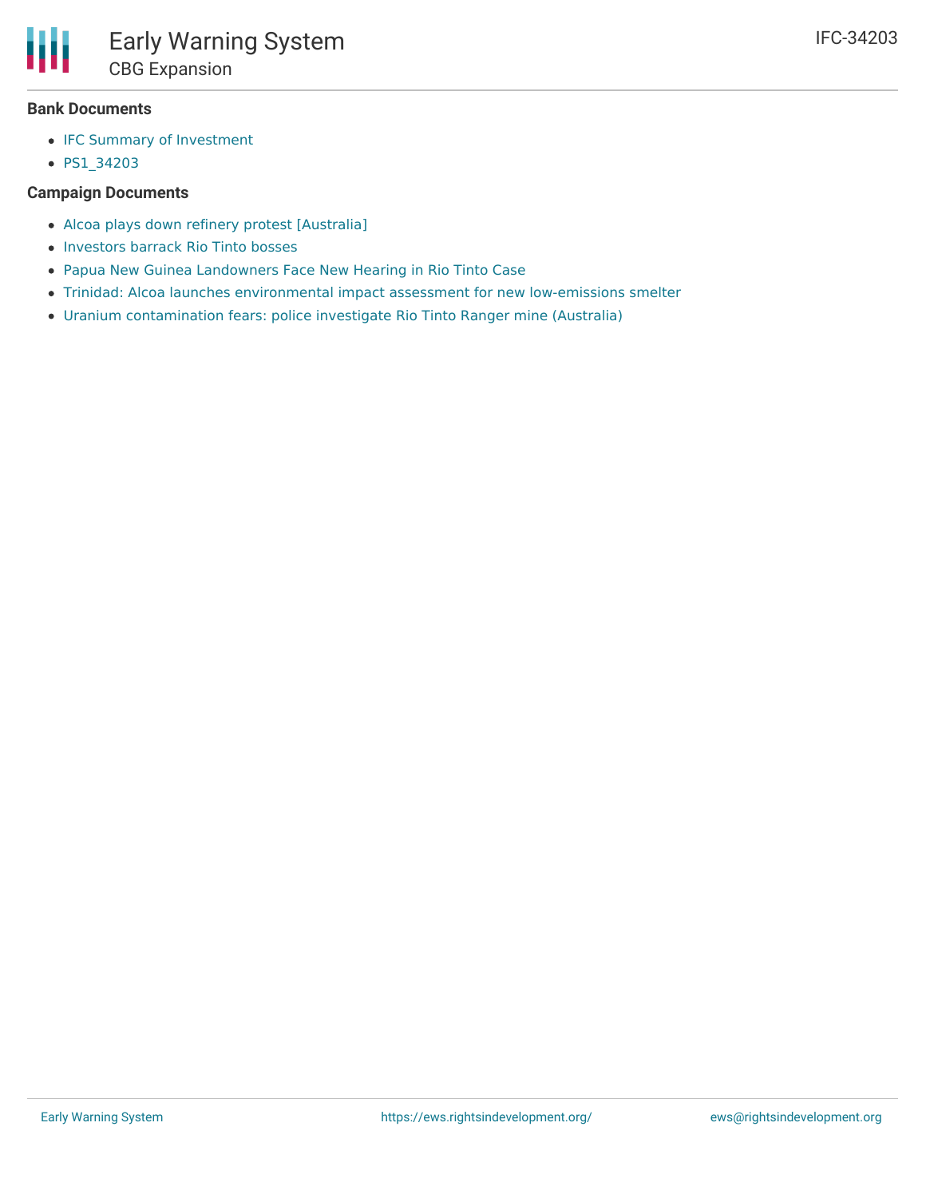### Bank Documents

- IFC Summary of Investment
- PS1_34203

### Campaign Documents

- Alcoa plays down refinery protest [Australia]
- Investors barrack Rio Tinto bosses
- Papua New Guinea Landowners Face New Hearing in Rio Tinto Case
- Trinidad: Alcoa launches environmental impact assessment for new low-emissions smelter
- Uranium contamination fears: police investigate Rio Tinto Ranger mine (Australia)